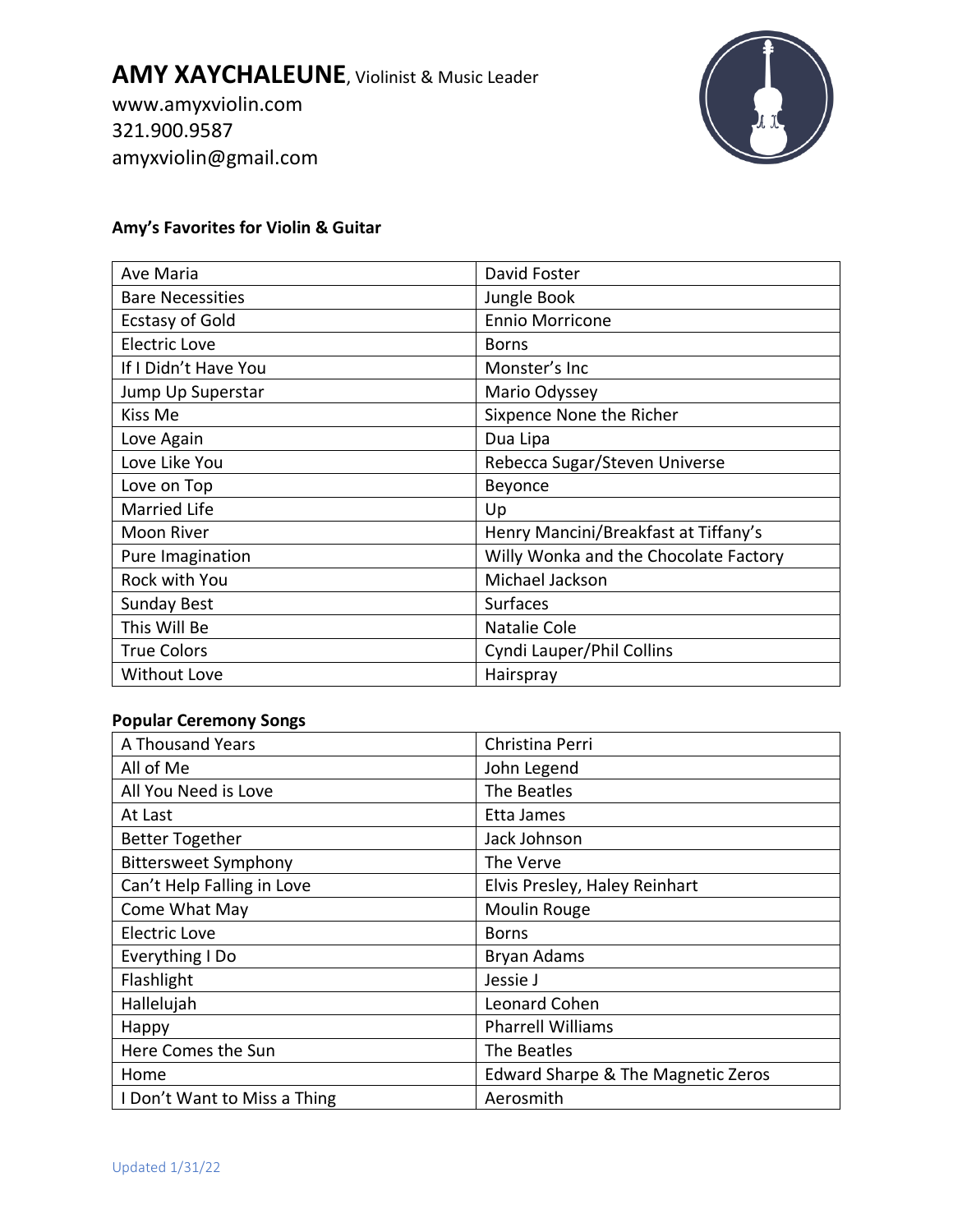# **AMY XAYCHALEUNE**, Violinist & Music Leader

www.amyxviolin.com
321.900.9587
amyxviolin@gmail.com

### Amy's Favorites for Violin & Guitar

| Song | Artist/Source |
|---|---|
| Ave Maria | David Foster |
| Bare Necessities | Jungle Book |
| Ecstasy of Gold | Ennio Morricone |
| Electric Love | Borns |
| If I Didn't Have You | Monster's Inc |
| Jump Up Superstar | Mario Odyssey |
| Kiss Me | Sixpence None the Richer |
| Love Again | Dua Lipa |
| Love Like You | Rebecca Sugar/Steven Universe |
| Love on Top | Beyonce |
| Married Life | Up |
| Moon River | Henry Mancini/Breakfast at Tiffany's |
| Pure Imagination | Willy Wonka and the Chocolate Factory |
| Rock with You | Michael Jackson |
| Sunday Best | Surfaces |
| This Will Be | Natalie Cole |
| True Colors | Cyndi Lauper/Phil Collins |
| Without Love | Hairspray |

### Popular Ceremony Songs

| Song | Artist/Source |
|---|---|
| A Thousand Years | Christina Perri |
| All of Me | John Legend |
| All You Need is Love | The Beatles |
| At Last | Etta James |
| Better Together | Jack Johnson |
| Bittersweet Symphony | The Verve |
| Can't Help Falling in Love | Elvis Presley, Haley Reinhart |
| Come What May | Moulin Rouge |
| Electric Love | Borns |
| Everything I Do | Bryan Adams |
| Flashlight | Jessie J |
| Hallelujah | Leonard Cohen |
| Happy | Pharrell Williams |
| Here Comes the Sun | The Beatles |
| Home | Edward Sharpe & The Magnetic Zeros |
| I Don't Want to Miss a Thing | Aerosmith |

Updated 1/31/22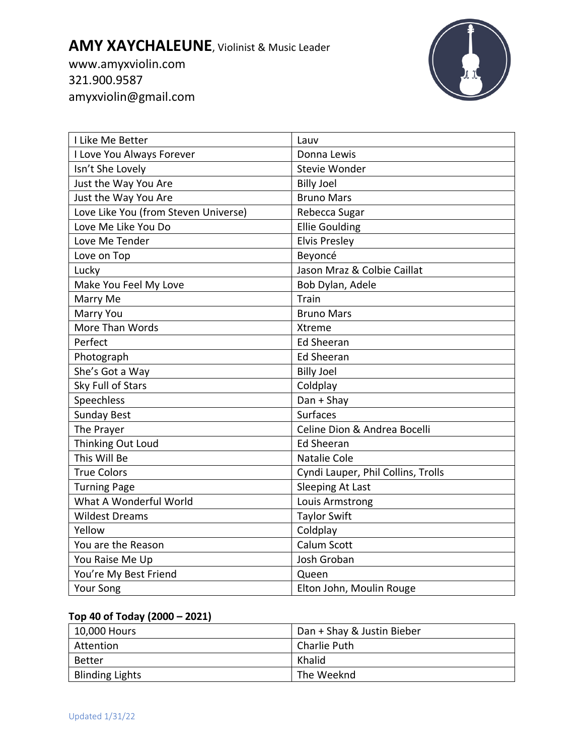# **AMY XAYCHALEUNE**, Violinist & Music Leader

www.amyxviolin.com
321.900.9587
amyxviolin@gmail.com

| I Like Me Better | Lauv |
|---|---|
| I Love You Always Forever | Donna Lewis |
| Isn't She Lovely | Stevie Wonder |
| Just the Way You Are | Billy Joel |
| Just the Way You Are | Bruno Mars |
| Love Like You (from Steven Universe) | Rebecca Sugar |
| Love Me Like You Do | Ellie Goulding |
| Love Me Tender | Elvis Presley |
| Love on Top | Beyoncé |
| Lucky | Jason Mraz & Colbie Caillat |
| Make You Feel My Love | Bob Dylan, Adele |
| Marry Me | Train |
| Marry You | Bruno Mars |
| More Than Words | Xtreme |
| Perfect | Ed Sheeran |
| Photograph | Ed Sheeran |
| She's Got a Way | Billy Joel |
| Sky Full of Stars | Coldplay |
| Speechless | Dan + Shay |
| Sunday Best | Surfaces |
| The Prayer | Celine Dion & Andrea Bocelli |
| Thinking Out Loud | Ed Sheeran |
| This Will Be | Natalie Cole |
| True Colors | Cyndi Lauper, Phil Collins, Trolls |
| Turning Page | Sleeping At Last |
| What A Wonderful World | Louis Armstrong |
| Wildest Dreams | Taylor Swift |
| Yellow | Coldplay |
| You are the Reason | Calum Scott |
| You Raise Me Up | Josh Groban |
| You're My Best Friend | Queen |
| Your Song | Elton John, Moulin Rouge |

**Top 40 of Today (2000 – 2021)**

| 10,000 Hours | Dan + Shay & Justin Bieber |
|---|---|
| Attention | Charlie Puth |
| Better | Khalid |
| Blinding Lights | The Weeknd |

Updated 1/31/22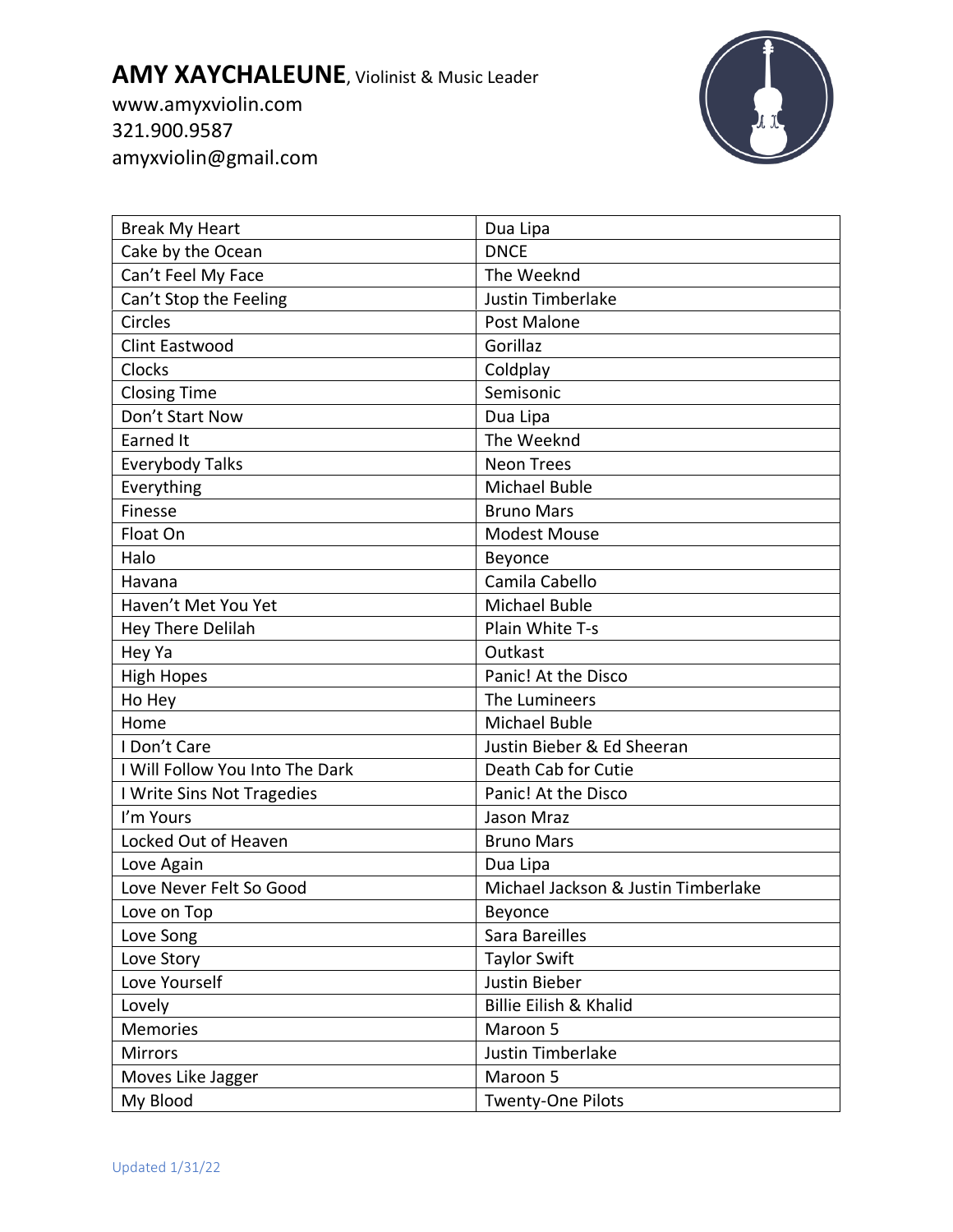| Break My Heart | Dua Lipa |
| --- | --- |
| Cake by the Ocean | DNCE |
| Can't Feel My Face | The Weeknd |
| Can't Stop the Feeling | Justin Timberlake |
| Circles | Post Malone |
| Clint Eastwood | Gorillaz |
| Clocks | Coldplay |
| Closing Time | Semisonic |
| Don't Start Now | Dua Lipa |
| Earned It | The Weeknd |
| Everybody Talks | Neon Trees |
| Everything | Michael Buble |
| Finesse | Bruno Mars |
| Float On | Modest Mouse |
| Halo | Beyonce |
| Havana | Camila Cabello |
| Haven't Met You Yet | Michael Buble |
| Hey There Delilah | Plain White T-s |
| Hey Ya | Outkast |
| High Hopes | Panic! At the Disco |
| Ho Hey | The Lumineers |
| Home | Michael Buble |
| I Don't Care | Justin Bieber & Ed Sheeran |
| I Will Follow You Into The Dark | Death Cab for Cutie |
| I Write Sins Not Tragedies | Panic! At the Disco |
| I'm Yours | Jason Mraz |
| Locked Out of Heaven | Bruno Mars |
| Love Again | Dua Lipa |
| Love Never Felt So Good | Michael Jackson & Justin Timberlake |
| Love on Top | Beyonce |
| Love Song | Sara Bareilles |
| Love Story | Taylor Swift |
| Love Yourself | Justin Bieber |
| Lovely | Billie Eilish & Khalid |
| Memories | Maroon 5 |
| Mirrors | Justin Timberlake |
| Moves Like Jagger | Maroon 5 |
| My Blood | Twenty-One Pilots |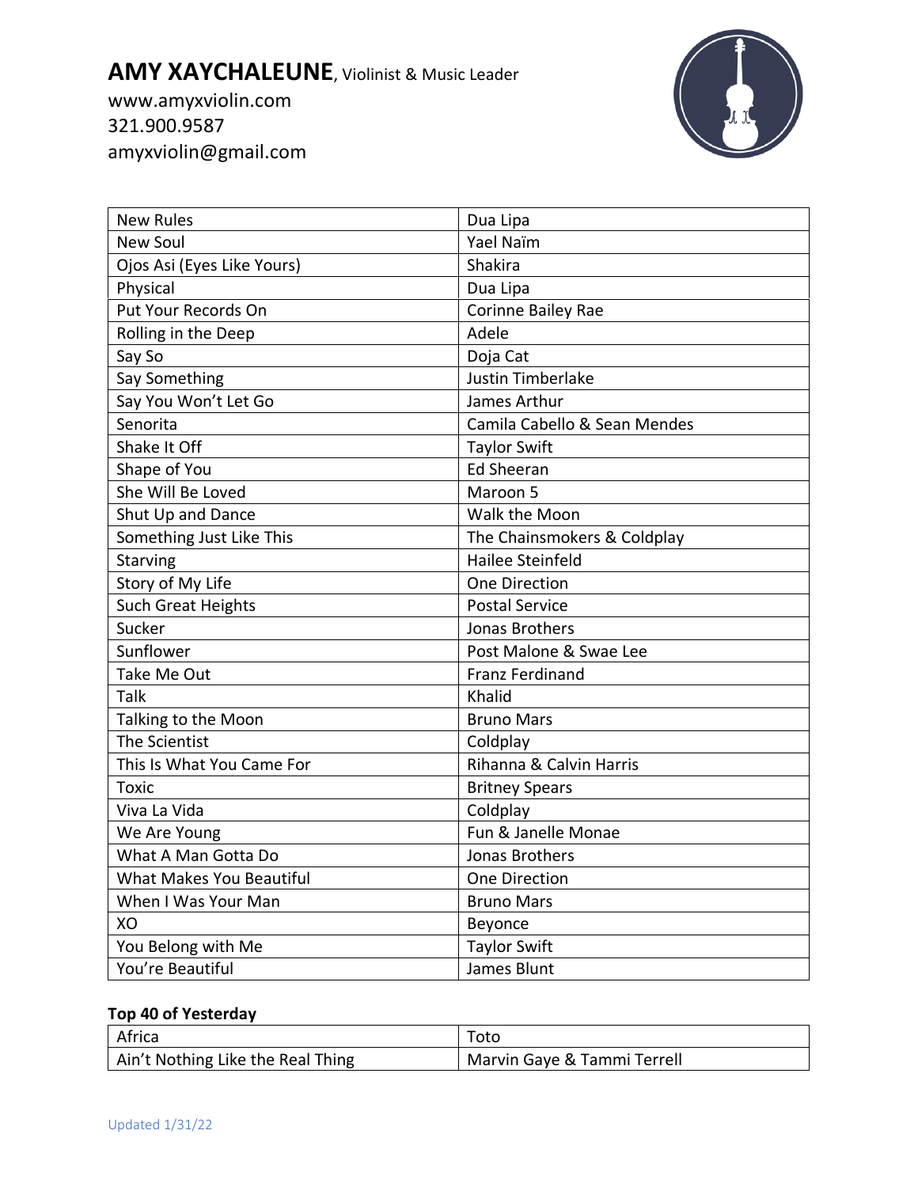**AMY XAYCHALEUNE**, Violinist & Music Leader
www.amyxviolin.com
321.900.9587
amyxviolin@gmail.com

| | |
|---|---|
| New Rules | Dua Lipa |
| New Soul | Yael Naïm |
| Ojos Asi (Eyes Like Yours) | Shakira |
| Physical | Dua Lipa |
| Put Your Records On | Corinne Bailey Rae |
| Rolling in the Deep | Adele |
| Say So | Doja Cat |
| Say Something | Justin Timberlake |
| Say You Won't Let Go | James Arthur |
| Senorita | Camila Cabello & Sean Mendes |
| Shake It Off | Taylor Swift |
| Shape of You | Ed Sheeran |
| She Will Be Loved | Maroon 5 |
| Shut Up and Dance | Walk the Moon |
| Something Just Like This | The Chainsmokers & Coldplay |
| Starving | Hailee Steinfeld |
| Story of My Life | One Direction |
| Such Great Heights | Postal Service |
| Sucker | Jonas Brothers |
| Sunflower | Post Malone & Swae Lee |
| Take Me Out | Franz Ferdinand |
| Talk | Khalid |
| Talking to the Moon | Bruno Mars |
| The Scientist | Coldplay |
| This Is What You Came For | Rihanna & Calvin Harris |
| Toxic | Britney Spears |
| Viva La Vida | Coldplay |
| We Are Young | Fun & Janelle Monae |
| What A Man Gotta Do | Jonas Brothers |
| What Makes You Beautiful | One Direction |
| When I Was Your Man | Bruno Mars |
| XO | Beyonce |
| You Belong with Me | Taylor Swift |
| You're Beautiful | James Blunt |

**Top 40 of Yesterday**

| | |
|---|---|
| Africa | Toto |
| Ain't Nothing Like the Real Thing | Marvin Gaye & Tammi Terrell |

Updated 1/31/22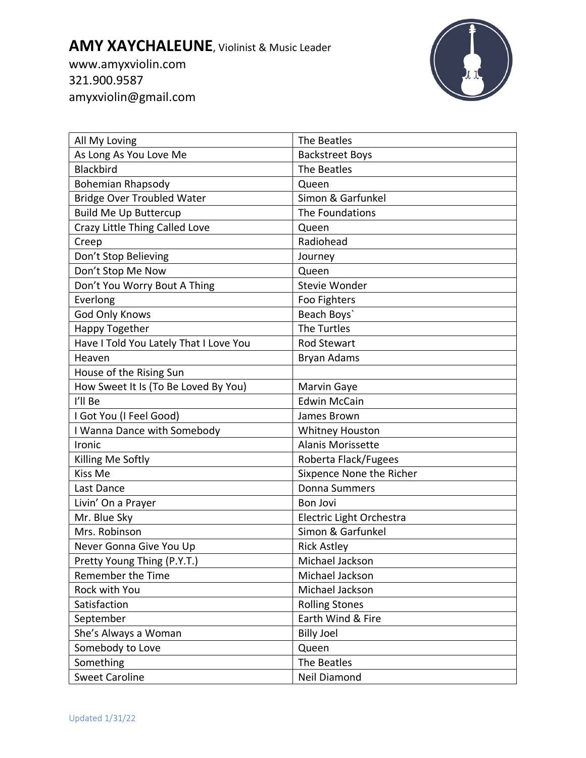**AMY XAYCHALEUNE**, Violinist & Music Leader
www.amyxviolin.com
321.900.9587
amyxviolin@gmail.com

| All My Loving | The Beatles |
|---|---|
| As Long As You Love Me | Backstreet Boys |
| Blackbird | The Beatles |
| Bohemian Rhapsody | Queen |
| Bridge Over Troubled Water | Simon & Garfunkel |
| Build Me Up Buttercup | The Foundations |
| Crazy Little Thing Called Love | Queen |
| Creep | Radiohead |
| Don't Stop Believing | Journey |
| Don't Stop Me Now | Queen |
| Don't You Worry Bout A Thing | Stevie Wonder |
| Everlong | Foo Fighters |
| God Only Knows | Beach Boys` |
| Happy Together | The Turtles |
| Have I Told You Lately That I Love You | Rod Stewart |
| Heaven | Bryan Adams |
| House of the Rising Sun | |
| How Sweet It Is (To Be Loved By You) | Marvin Gaye |
| I'll Be | Edwin McCain |
| I Got You (I Feel Good) | James Brown |
| I Wanna Dance with Somebody | Whitney Houston |
| Ironic | Alanis Morissette |
| Killing Me Softly | Roberta Flack/Fugees |
| Kiss Me | Sixpence None the Richer |
| Last Dance | Donna Summers |
| Livin' On a Prayer | Bon Jovi |
| Mr. Blue Sky | Electric Light Orchestra |
| Mrs. Robinson | Simon & Garfunkel |
| Never Gonna Give You Up | Rick Astley |
| Pretty Young Thing (P.Y.T.) | Michael Jackson |
| Remember the Time | Michael Jackson |
| Rock with You | Michael Jackson |
| Satisfaction | Rolling Stones |
| September | Earth Wind & Fire |
| She's Always a Woman | Billy Joel |
| Somebody to Love | Queen |
| Something | The Beatles |
| Sweet Caroline | Neil Diamond |

Updated 1/31/22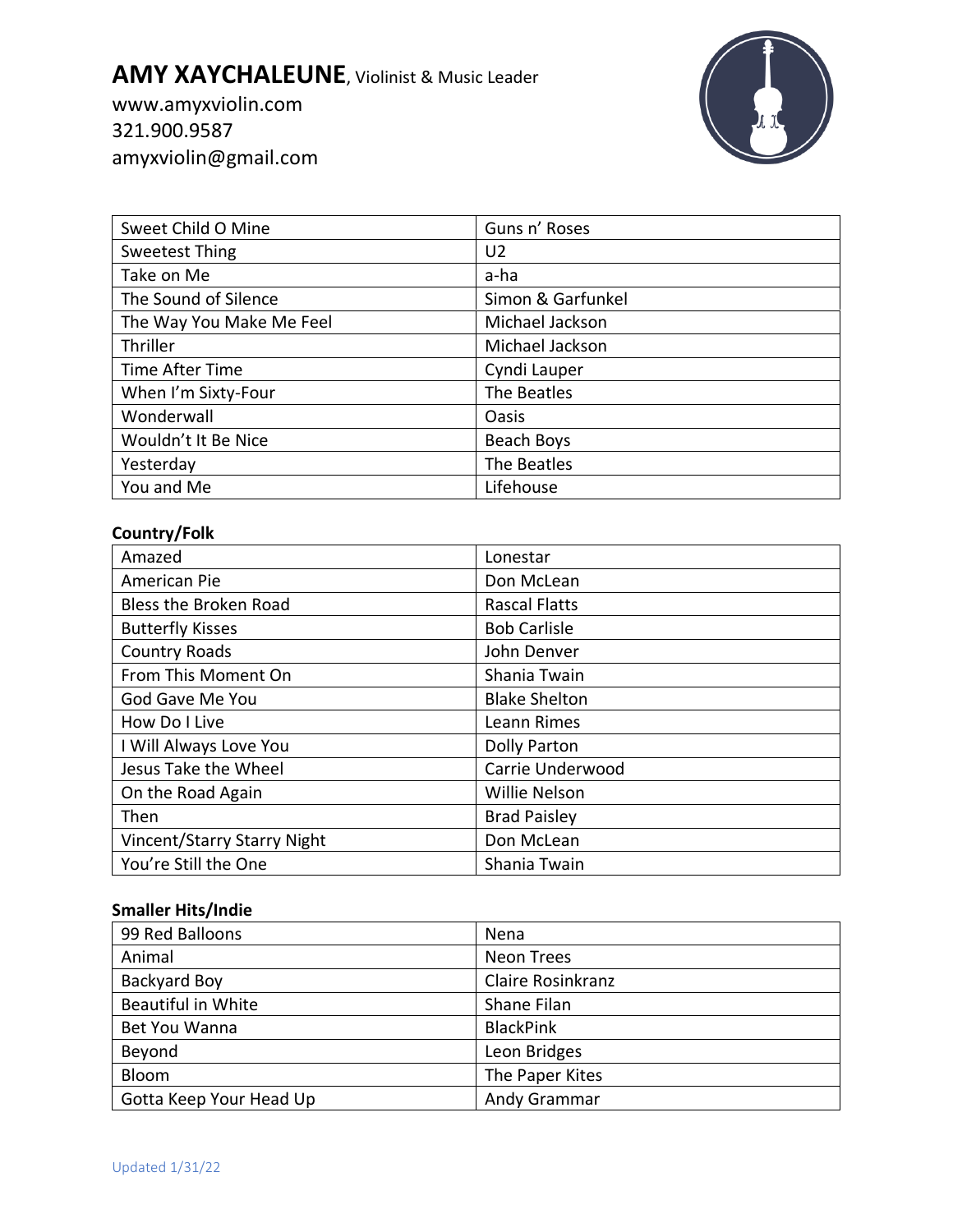**AMY XAYCHALEUNE**, Violinist & Music Leader
www.amyxviolin.com
321.900.9587
amyxviolin@gmail.com

| Sweet Child O Mine | Guns n' Roses |
|---|---|
| Sweetest Thing | U2 |
| Take on Me | a-ha |
| The Sound of Silence | Simon & Garfunkel |
| The Way You Make Me Feel | Michael Jackson |
| Thriller | Michael Jackson |
| Time After Time | Cyndi Lauper |
| When I'm Sixty-Four | The Beatles |
| Wonderwall | Oasis |
| Wouldn't It Be Nice | Beach Boys |
| Yesterday | The Beatles |
| You and Me | Lifehouse |

**Country/Folk**

| Amazed | Lonestar |
|---|---|
| American Pie | Don McLean |
| Bless the Broken Road | Rascal Flatts |
| Butterfly Kisses | Bob Carlisle |
| Country Roads | John Denver |
| From This Moment On | Shania Twain |
| God Gave Me You | Blake Shelton |
| How Do I Live | Leann Rimes |
| I Will Always Love You | Dolly Parton |
| Jesus Take the Wheel | Carrie Underwood |
| On the Road Again | Willie Nelson |
| Then | Brad Paisley |
| Vincent/Starry Starry Night | Don McLean |
| You're Still the One | Shania Twain |

**Smaller Hits/Indie**

| 99 Red Balloons | Nena |
|---|---|
| Animal | Neon Trees |
| Backyard Boy | Claire Rosinkranz |
| Beautiful in White | Shane Filan |
| Bet You Wanna | BlackPink |
| Beyond | Leon Bridges |
| Bloom | The Paper Kites |
| Gotta Keep Your Head Up | Andy Grammar |

Updated 1/31/22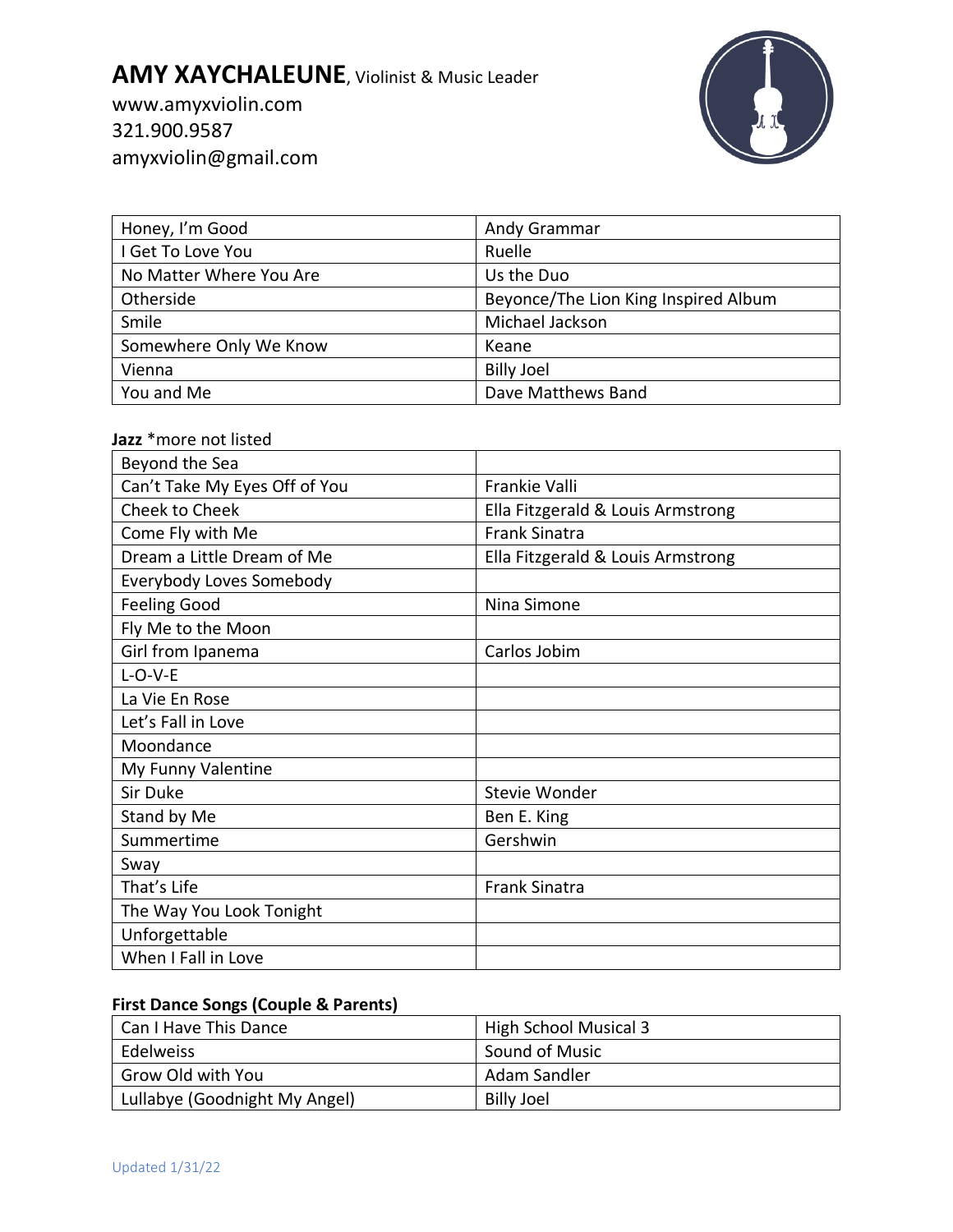# AMY XAYCHALEUNE, Violinist & Music Leader

www.amyxviolin.com
321.900.9587
amyxviolin@gmail.com

| Honey, I'm Good | Andy Grammar |
|---|---|
| I Get To Love You | Ruelle |
| No Matter Where You Are | Us the Duo |
| Otherside | Beyonce/The Lion King Inspired Album |
| Smile | Michael Jackson |
| Somewhere Only We Know | Keane |
| Vienna | Billy Joel |
| You and Me | Dave Matthews Band |

**Jazz** *more not listed

| Beyond the Sea | |
|---|---|
| Can't Take My Eyes Off of You | Frankie Valli |
| Cheek to Cheek | Ella Fitzgerald & Louis Armstrong |
| Come Fly with Me | Frank Sinatra |
| Dream a Little Dream of Me | Ella Fitzgerald & Louis Armstrong |
| Everybody Loves Somebody | |
| Feeling Good | Nina Simone |
| Fly Me to the Moon | |
| Girl from Ipanema | Carlos Jobim |
| L-O-V-E | |
| La Vie En Rose | |
| Let's Fall in Love | |
| Moondance | |
| My Funny Valentine | |
| Sir Duke | Stevie Wonder |
| Stand by Me | Ben E. King |
| Summertime | Gershwin |
| Sway | |
| That's Life | Frank Sinatra |
| The Way You Look Tonight | |
| Unforgettable | |
| When I Fall in Love | |

**First Dance Songs (Couple & Parents)**

| Can I Have This Dance | High School Musical 3 |
|---|---|
| Edelweiss | Sound of Music |
| Grow Old with You | Adam Sandler |
| Lullabye (Goodnight My Angel) | Billy Joel |

Updated 1/31/22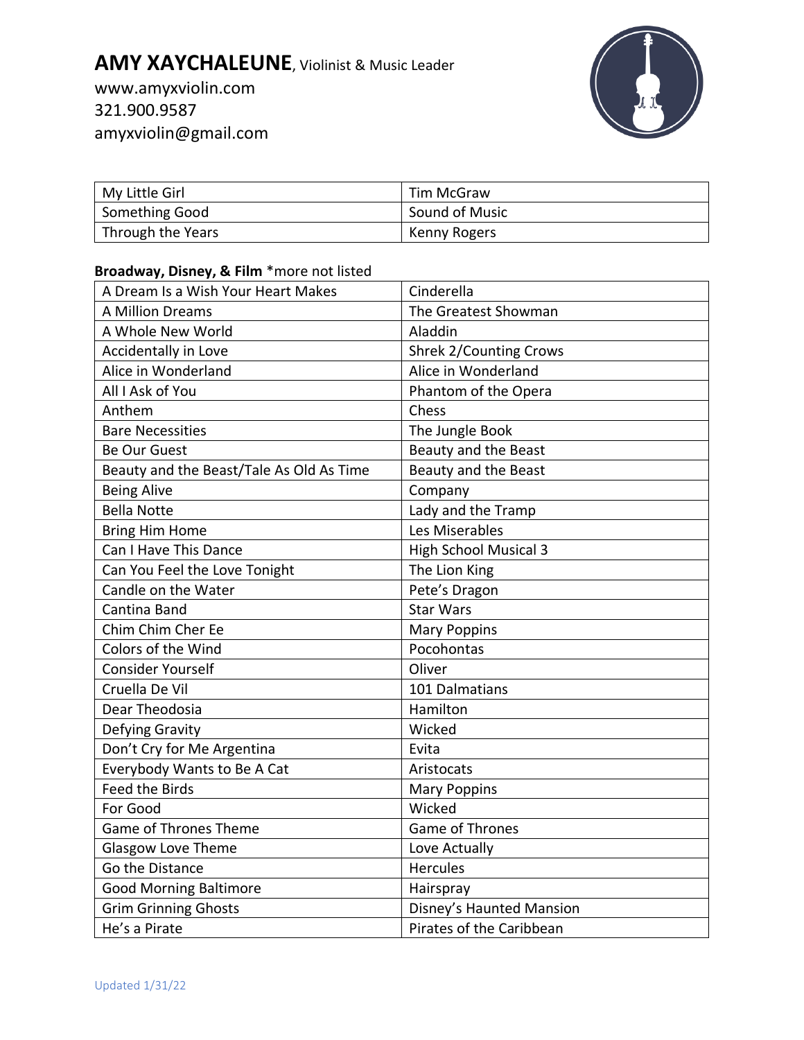**AMY XAYCHALEUNE**, Violinist & Music Leader
www.amyxviolin.com
321.900.9587
amyxviolin@gmail.com

| My Little Girl | Tim McGraw |
|---|---|
| Something Good | Sound of Music |
| Through the Years | Kenny Rogers |

**Broadway, Disney, & Film** *more not listed

| A Dream Is a Wish Your Heart Makes | Cinderella |
|---|---|
| A Million Dreams | The Greatest Showman |
| A Whole New World | Aladdin |
| Accidentally in Love | Shrek 2/Counting Crows |
| Alice in Wonderland | Alice in Wonderland |
| All I Ask of You | Phantom of the Opera |
| Anthem | Chess |
| Bare Necessities | The Jungle Book |
| Be Our Guest | Beauty and the Beast |
| Beauty and the Beast/Tale As Old As Time | Beauty and the Beast |
| Being Alive | Company |
| Bella Notte | Lady and the Tramp |
| Bring Him Home | Les Miserables |
| Can I Have This Dance | High School Musical 3 |
| Can You Feel the Love Tonight | The Lion King |
| Candle on the Water | Pete's Dragon |
| Cantina Band | Star Wars |
| Chim Chim Cher Ee | Mary Poppins |
| Colors of the Wind | Pocohontas |
| Consider Yourself | Oliver |
| Cruella De Vil | 101 Dalmatians |
| Dear Theodosia | Hamilton |
| Defying Gravity | Wicked |
| Don't Cry for Me Argentina | Evita |
| Everybody Wants to Be A Cat | Aristocats |
| Feed the Birds | Mary Poppins |
| For Good | Wicked |
| Game of Thrones Theme | Game of Thrones |
| Glasgow Love Theme | Love Actually |
| Go the Distance | Hercules |
| Good Morning Baltimore | Hairspray |
| Grim Grinning Ghosts | Disney's Haunted Mansion |
| He's a Pirate | Pirates of the Caribbean |

Updated 1/31/22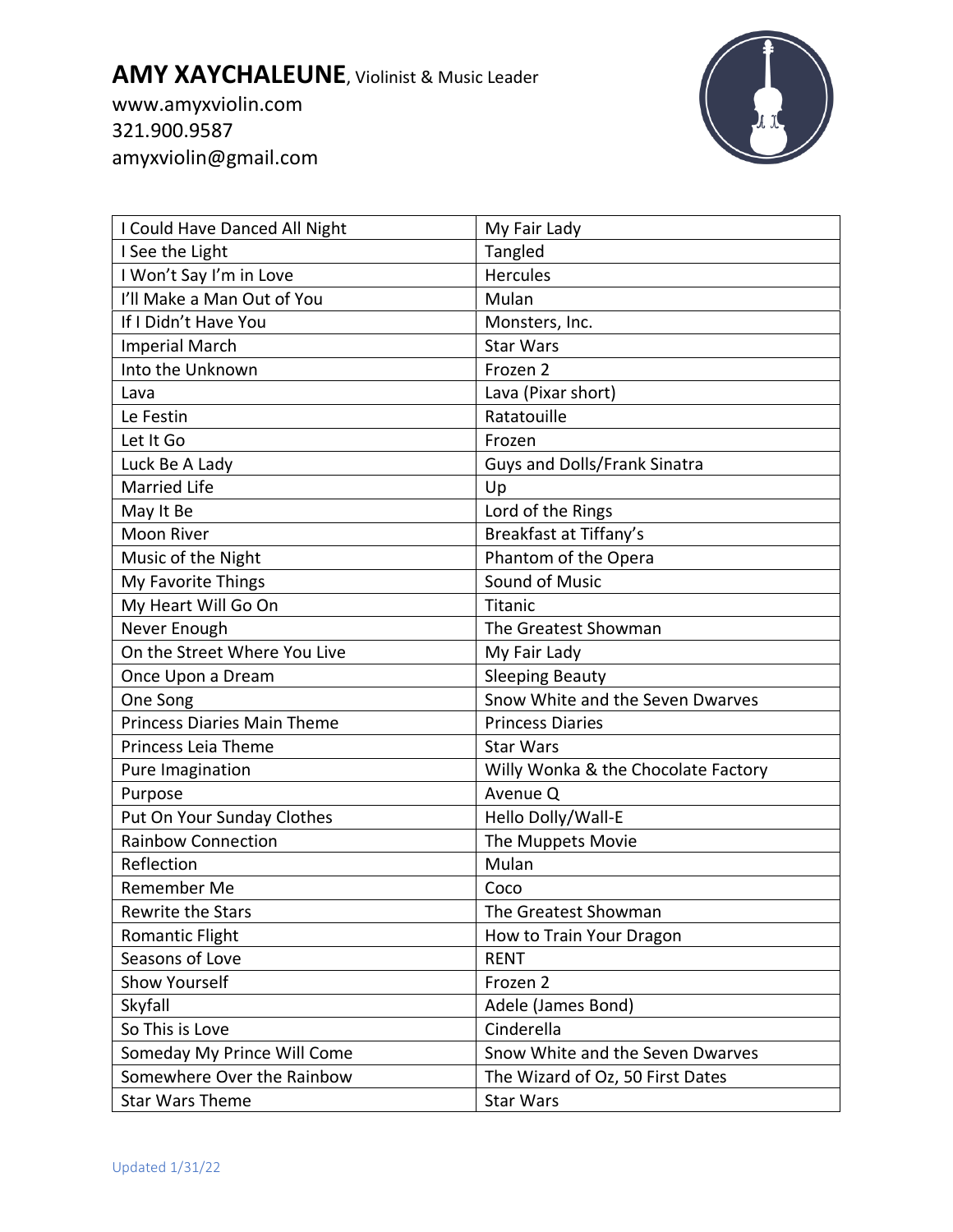**AMY XAYCHALEUNE**, Violinist & Music Leader
www.amyxviolin.com
321.900.9587
amyxviolin@gmail.com

| I Could Have Danced All Night | My Fair Lady |
|---|---|
| I See the Light | Tangled |
| I Won't Say I'm in Love | Hercules |
| I'll Make a Man Out of You | Mulan |
| If I Didn't Have You | Monsters, Inc. |
| Imperial March | Star Wars |
| Into the Unknown | Frozen 2 |
| Lava | Lava (Pixar short) |
| Le Festin | Ratatouille |
| Let It Go | Frozen |
| Luck Be A Lady | Guys and Dolls/Frank Sinatra |
| Married Life | Up |
| May It Be | Lord of the Rings |
| Moon River | Breakfast at Tiffany's |
| Music of the Night | Phantom of the Opera |
| My Favorite Things | Sound of Music |
| My Heart Will Go On | Titanic |
| Never Enough | The Greatest Showman |
| On the Street Where You Live | My Fair Lady |
| Once Upon a Dream | Sleeping Beauty |
| One Song | Snow White and the Seven Dwarves |
| Princess Diaries Main Theme | Princess Diaries |
| Princess Leia Theme | Star Wars |
| Pure Imagination | Willy Wonka & the Chocolate Factory |
| Purpose | Avenue Q |
| Put On Your Sunday Clothes | Hello Dolly/Wall-E |
| Rainbow Connection | The Muppets Movie |
| Reflection | Mulan |
| Remember Me | Coco |
| Rewrite the Stars | The Greatest Showman |
| Romantic Flight | How to Train Your Dragon |
| Seasons of Love | RENT |
| Show Yourself | Frozen 2 |
| Skyfall | Adele (James Bond) |
| So This is Love | Cinderella |
| Someday My Prince Will Come | Snow White and the Seven Dwarves |
| Somewhere Over the Rainbow | The Wizard of Oz, 50 First Dates |
| Star Wars Theme | Star Wars |

Updated 1/31/22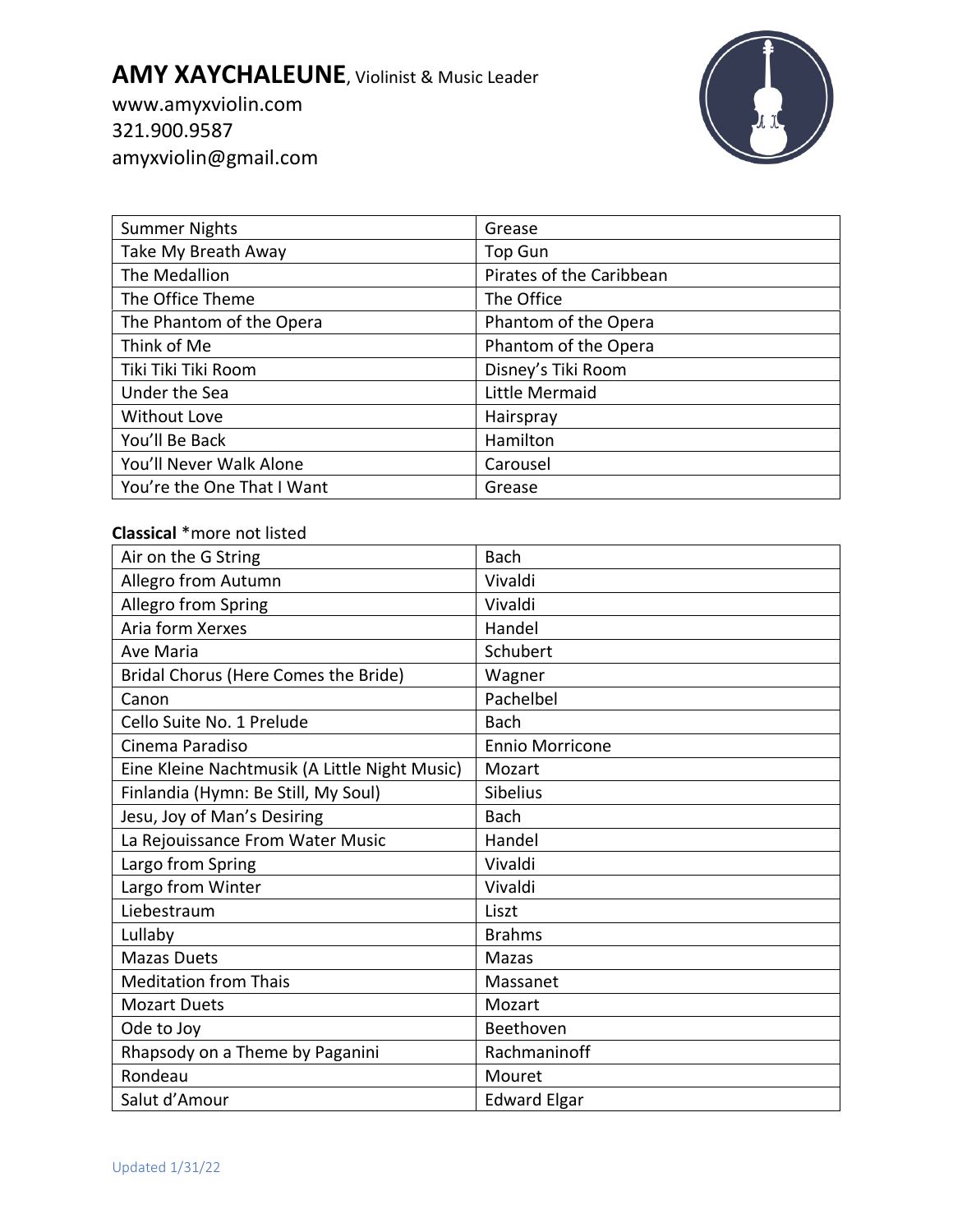**AMY XAYCHALEUNE**, Violinist & Music Leader
www.amyxviolin.com
321.900.9587
amyxviolin@gmail.com

| | |
|---|---|
| Summer Nights | Grease |
| Take My Breath Away | Top Gun |
| The Medallion | Pirates of the Caribbean |
| The Office Theme | The Office |
| The Phantom of the Opera | Phantom of the Opera |
| Think of Me | Phantom of the Opera |
| Tiki Tiki Tiki Room | Disney's Tiki Room |
| Under the Sea | Little Mermaid |
| Without Love | Hairspray |
| You'll Be Back | Hamilton |
| You'll Never Walk Alone | Carousel |
| You're the One That I Want | Grease |

**Classical** *more not listed

| | |
|---|---|
| Air on the G String | Bach |
| Allegro from Autumn | Vivaldi |
| Allegro from Spring | Vivaldi |
| Aria form Xerxes | Handel |
| Ave Maria | Schubert |
| Bridal Chorus (Here Comes the Bride) | Wagner |
| Canon | Pachelbel |
| Cello Suite No. 1 Prelude | Bach |
| Cinema Paradiso | Ennio Morricone |
| Eine Kleine Nachtmusik (A Little Night Music) | Mozart |
| Finlandia (Hymn: Be Still, My Soul) | Sibelius |
| Jesu, Joy of Man's Desiring | Bach |
| La Rejouissance From Water Music | Handel |
| Largo from Spring | Vivaldi |
| Largo from Winter | Vivaldi |
| Liebestraum | Liszt |
| Lullaby | Brahms |
| Mazas Duets | Mazas |
| Meditation from Thais | Massanet |
| Mozart Duets | Mozart |
| Ode to Joy | Beethoven |
| Rhapsody on a Theme by Paganini | Rachmaninoff |
| Rondeau | Mouret |
| Salut d'Amour | Edward Elgar |

Updated 1/31/22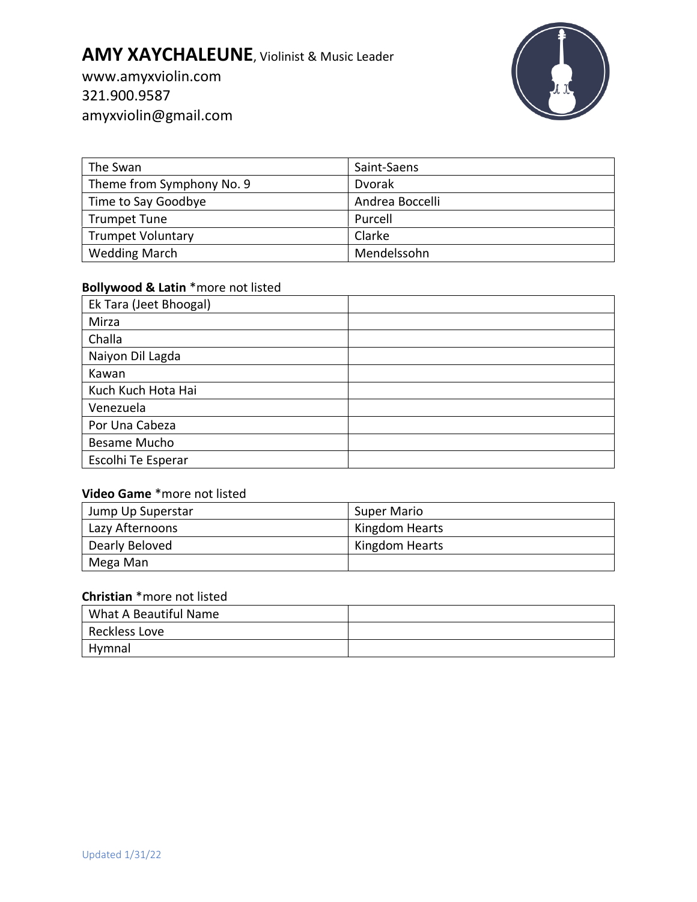**AMY XAYCHALEUNE**, Violinist & Music Leader
www.amyxviolin.com
321.900.9587
amyxviolin@gmail.com

| | |
|---|---|
| The Swan | Saint-Saens |
| Theme from Symphony No. 9 | Dvorak |
| Time to Say Goodbye | Andrea Boccelli |
| Trumpet Tune | Purcell |
| Trumpet Voluntary | Clarke |
| Wedding March | Mendelssohn |

**Bollywood & Latin** *more not listed

| | |
|---|---|
| Ek Tara (Jeet Bhoogal) | |
| Mirza | |
| Challa | |
| Naiyon Dil Lagda | |
| Kawan | |
| Kuch Kuch Hota Hai | |
| Venezuela | |
| Por Una Cabeza | |
| Besame Mucho | |
| Escolhi Te Esperar | |

**Video Game** *more not listed

| | |
|---|---|
| Jump Up Superstar | Super Mario |
| Lazy Afternoons | Kingdom Hearts |
| Dearly Beloved | Kingdom Hearts |
| Mega Man | |

**Christian** *more not listed

| | |
|---|---|
| What A Beautiful Name | |
| Reckless Love | |
| Hymnal | |

Updated 1/31/22